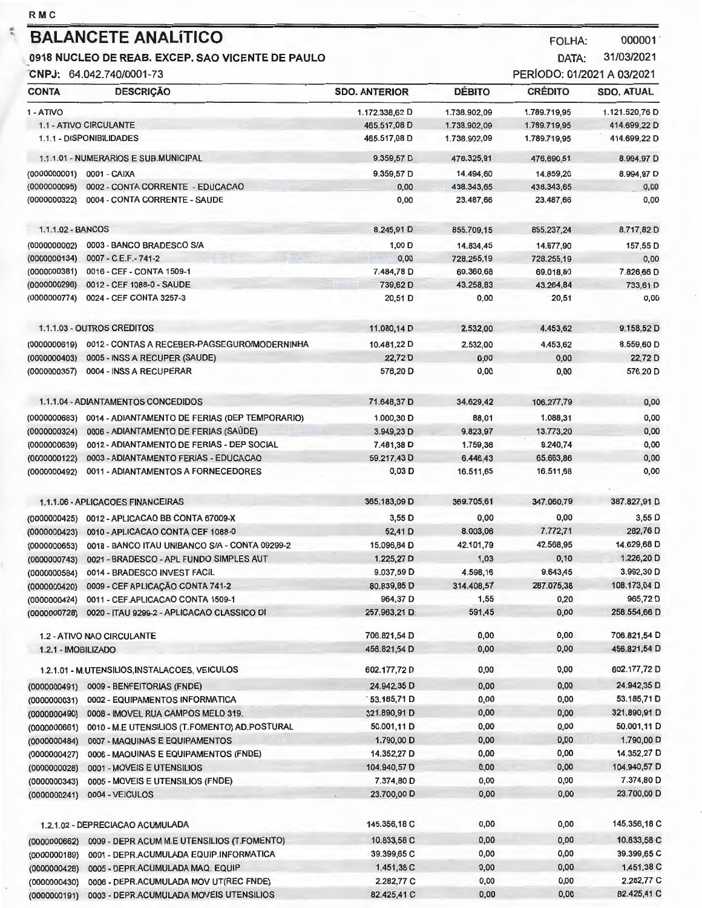RMC

# BALANCETE ANALÍTICO

**0918 NUCLEO DE REAB. EXCEP. SAO VICENTE DE PAULO**

**CNPJ:** 64.042.740/0001-73

FOLHA: 000001

DATA: 31/03/2021

PERÍODO: 01/2021 A 03/2021

| CONTA | DESCRIÇÃO | SDO. ANTERIOR | DÉBITO | CRÉDITO | SDO. ATUAL |
|---|---|---|---|---|---|
| 1 - ATIVO | | 1.172.338,62 D | 1.738.902,09 | 1.789.719,95 | 1.121.520,76 D |
| 1.1 - ATIVO CIRCULANTE | | 465.517,08 D | 1.738.902,09 | 1.789.719,95 | 414.699,22 D |
| 1.1.1 - DISPONIBILIDADES | | 465.517,08 D | 1.738.902,09 | 1.789.719,95 | 414.699,22 D |
| 1.1.1.01 - NUMERARIOS E SUB.MUNICIPAL | | 9.359,57 D | 476.325,91 | 476.690,51 | 8.994,97 D |
| (0000000001) | 0001 - CAIXA | 9.359,57 D | 14.494,60 | 14.859,20 | 8.994,97 D |
| (0000000095) | 0002 - CONTA CORRENTE - EDUCACAO | 0,00 | 438.343,65 | 438.343,65 | 0,00 |
| (0000000322) | 0004 - CONTA CORRENTE - SAUDE | 0,00 | 23.487,66 | 23.487,66 | 0,00 |
| 1.1.1.02 - BANCOS | | 8.245,91 D | 855.709,15 | 855.237,24 | 8.717,82 D |
| (0000000002) | 0003 - BANCO BRADESCO S/A | 1,00 D | 14.834,45 | 14.677,90 | 157,55 D |
| (0000000134) | 0007 - C.E.F.- 741-2 | 0,00 | 728.255,19 | 728.255,19 | 0,00 |
| (0000000381) | 0016 - CEF - CONTA 1509-1 | 7.484,78 D | 69.360,68 | 69.018,80 | 7.826,66 D |
| (0000000296) | 0012 - CEF 1088-0 - SAUDE | 739,62 D | 43.258,83 | 43.264,84 | 733,61 D |
| (0000000774) | 0024 - CEF CONTA 3257-3 | 20,51 D | 0,00 | 20,51 | 0,00 |
| 1.1.1.03 - OUTROS CREDITOS | | 11.080,14 D | 2.532,00 | 4.453,62 | 9.158,52 D |
| (0000000619) | 0012 - CONTAS A RECEBER-PAGSEGURO/MODERNINHA | 10.481,22 D | 2.532,00 | 4.453,62 | 8.559,60 D |
| (0000000403) | 0005 - INSS A RECUPER (SAUDE) | 22,72 D | 0,00 | 0,00 | 22,72 D |
| (0000000357) | 0004 - INSS A RECUPERAR | 576,20 D | 0,00 | 0,00 | 576,20 D |
| 1.1.1.04 - ADIANTAMENTOS CONCEDIDOS | | 71.648,37 D | 34.629,42 | 106.277,79 | 0,00 |
| (0000000683) | 0014 - ADIANTAMENTO DE FERIAS (DEP TEMPORARIO) | 1.000,30 D | 88,01 | 1.088,31 | 0,00 |
| (0000000324) | 0006 - ADIANTAMENTO DE FERIAS (SAÚDE) | 3.949,23 D | 9.823,97 | 13.773,20 | 0,00 |
| (0000000639) | 0012 - ADIANTAMENTO DE FERIAS - DEP SOCIAL | 7.481,38 D | 1.759,36 | 9.240,74 | 0,00 |
| (0000000122) | 0003 - ADIANTAMENTO FERIAS - EDUCACAO | 59.217,43 D | 6.446,43 | 65.663,86 | 0,00 |
| (0000000492) | 0011 - ADIANTAMENTOS A FORNECEDORES | 0,03 D | 16.511,65 | 16.511,68 | 0,00 |
| 1.1.1.06 - APLICACOES FINANCEIRAS | | 365.183,09 D | 369.705,61 | 347.060,79 | 387.827,91 D |
| (0000000425) | 0012 - APLICACAO BB CONTA 67009-X | 3,55 D | 0,00 | 0,00 | 3,55 D |
| (0000000423) | 0010 - APLICACAO CONTA CEF 1088-0 | 52,41 D | 8.003,06 | 7.772,71 | 282,76 D |
| (0000000653) | 0018 - BANCO ITAU UNIBANCO S/A - CONTA 09299-2 | 15.096,84 D | 42.101,79 | 42.568,95 | 14.629,68 D |
| (0000000743) | 0021 - BRADESCO - APL FUNDO SIMPLES AUT | 1.225,27 D | 1,03 | 0,10 | 1.226,20 D |
| (0000000584) | 0014 - BRADESCO INVEST FACIL | 9.037,59 D | 4.598,16 | 9.643,45 | 3.992,30 D |
| (0000000420) | 0009 - CEF APLICAÇÃO CONTA 741-2 | 80.839,85 D | 314.408,57 | 287.075,38 | 108.173,04 D |
| (0000000424) | 0011 - CEF.APLICACAO CONTA 1509-1 | 964,37 D | 1,55 | 0,20 | 965,72 D |
| (0000000728) | 0020 - ITAU 9299-2 - APLICACAO CLASSICO DI | 257.963,21 D | 591,45 | 0,00 | 258.554,66 D |
| 1.2 - ATIVO NAO CIRCULANTE | | 706.821,54 D | 0,00 | 0,00 | 706.821,54 D |
| 1.2.1 - IMOBILIZADO | | 456.821,54 D | 0,00 | 0,00 | 456.821,54 D |
| 1.2.1.01 - M.UTENSILIOS,INSTALACOES, VEICULOS | | 602.177,72 D | 0,00 | 0,00 | 602.177,72 D |
| (0000000491) | 0009 - BENFEITORIAS (FNDE) | 24.942,35 D | 0,00 | 0,00 | 24.942,35 D |
| (0000000031) | 0002 - EQUIPAMENTOS INFORMATICA | 53.165,71 D | 0,00 | 0,00 | 53.165,71 D |
| (0000000490) | 0008 - IMOVEL RUA CAMPOS MELO 319. | 321.890,91 D | 0,00 | 0,00 | 321.890,91 D |
| (0000000661) | 0010 - M.E UTENSILIOS (T.FOMENTO) AD.POSTURAL | 50.001,11 D | 0,00 | 0,00 | 50.001,11 D |
| (0000000484) | 0007 - MAQUINAS E EQUIPAMENTOS | 1.790,00 D | 0,00 | 0,00 | 1.790,00 D |
| (0000000427) | 0006 - MAQUINAS E EQUIPAMENTOS (FNDE) | 14.352,27 D | 0,00 | 0,00 | 14.352,27 D |
| (0000000028) | 0001 - MOVEIS E UTENSILIOS | 104.940,57 D | 0,00 | 0,00 | 104.940,57 D |
| (0000000343) | 0005 - MOVEIS E UTENSILIOS (FNDE) | 7.374,80 D | 0,00 | 0,00 | 7.374,80 D |
| (0000000241) | 0004 - VEICULOS | 23.700,00 D | 0,00 | 0,00 | 23.700,00 D |
| 1.2.1.02 - DEPRECIACAO ACUMULADA | | 145.356,18 C | 0,00 | 0,00 | 145.356,18 C |
| (0000000662) | 0009 - DEPR ACUM M.E UTENSILIOS (T.FOMENTO) | 10.833,58 C | 0,00 | 0,00 | 10.833,58 C |
| (0000000189) | 0001 - DEPR.ACUMULADA EQUIP.INFORMATICA | 39.399,65 C | 0,00 | 0,00 | 39.399,65 C |
| (0000000428) | 0005 - DEPR.ACUMULADA MAQ. EQUIP | 1.451,38 C | 0,00 | 0,00 | 1.451,38 C |
| (0000000430) | 0006 - DEPR.ACUMULADA MOV UT(REC FNDE) | 2.282,77 C | 0,00 | 0,00 | 2.282,77 C |
| (0000000191) | 0003 - DEPR.ACUMULADA MOVEIS UTENSILIOS | 82.425,41 C | 0,00 | 0,00 | 82.425,41 C |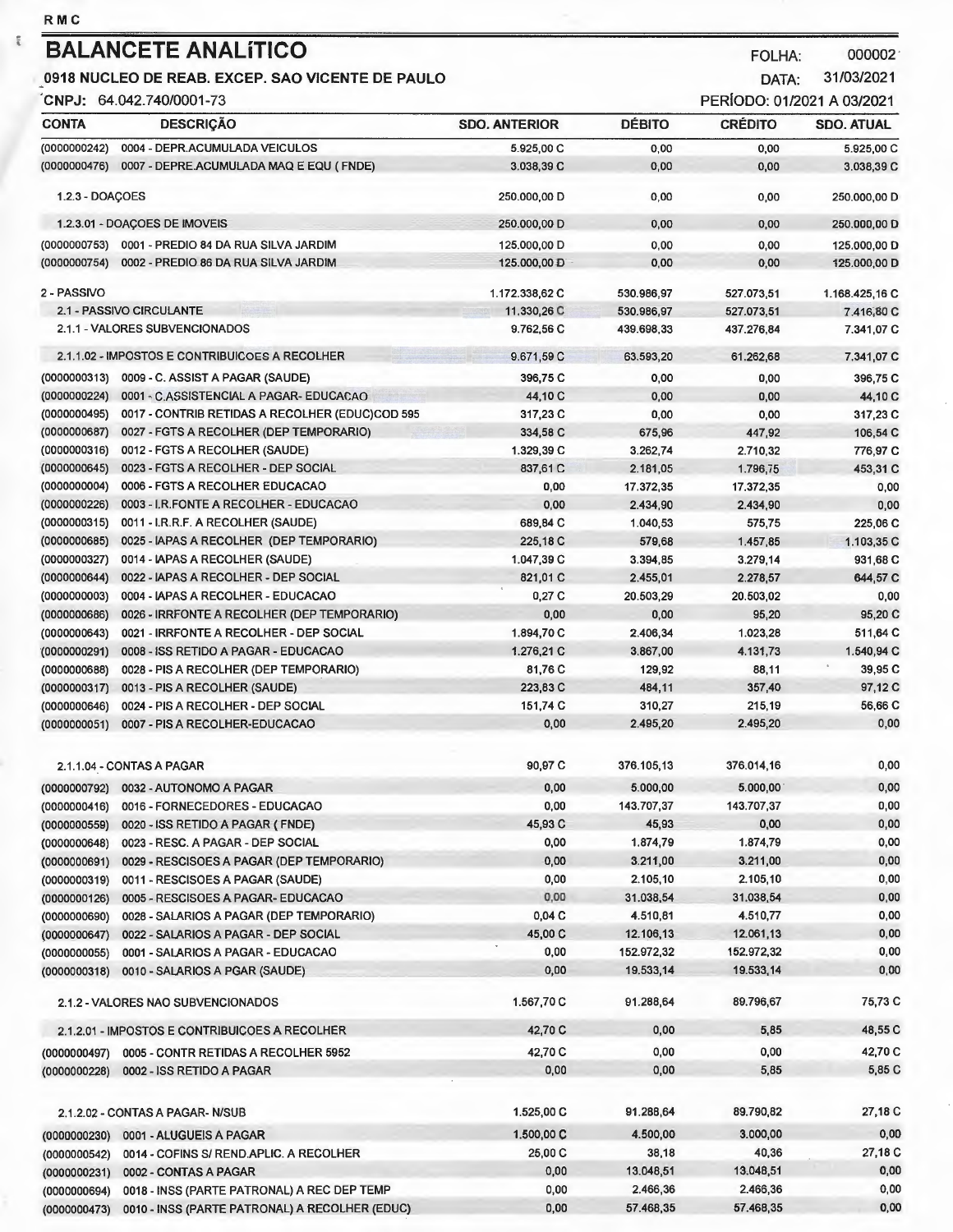# BALANCETE ANALÍTICO

FOLHA: 000002

**0918 NUCLEO DE REAB. EXCEP. SAO VICENTE DE PAULO**

DATA: 31/03/2021

CNPJ: 64.042.740/0001-73

PERÍODO: 01/2021 A 03/2021

| CONTA | DESCRIÇÃO | SDO. ANTERIOR | DÉBITO | CRÉDITO | SDO. ATUAL |
|---|---|---|---|---|---|
| (0000000242) | 0004 - DEPR.ACUMULADA VEICULOS | 5.925,00 C | 0,00 | 0,00 | 5.925,00 C |
| (0000000476) | 0007 - DEPRE.ACUMULADA MAQ E EQU ( FNDE) | 3.038,39 C | 0,00 | 0,00 | 3.038,39 C |
| | 1.2.3 - DOAÇOES | 250.000,00 D | 0,00 | 0,00 | 250.000,00 D |
| | 1.2.3.01 - DOAÇOES DE IMOVEIS | 250.000,00 D | 0,00 | 0,00 | 250.000,00 D |
| (0000000753) | 0001 - PREDIO 84 DA RUA SILVA JARDIM | 125.000,00 D | 0,00 | 0,00 | 125.000,00 D |
| (0000000754) | 0002 - PREDIO 86 DA RUA SILVA JARDIM | 125.000,00 D | 0,00 | 0,00 | 125.000,00 D |
| | 2 - PASSIVO | 1.172.338,62 C | 530.986,97 | 527.073,51 | 1.168.425,16 C |
| | 2.1 - PASSIVO CIRCULANTE | 11.330,26 C | 530.986,97 | 527.073,51 | 7.416,80 C |
| | 2.1.1 - VALORES SUBVENCIONADOS | 9.762,56 C | 439.698,33 | 437.276,84 | 7.341,07 C |
| | 2.1.1.02 - IMPOSTOS E CONTRIBUICOES A RECOLHER | 9.671,59 C | 63.593,20 | 61.262,68 | 7.341,07 C |
| (0000000313) | 0009 - C. ASSIST A PAGAR (SAUDE) | 396,75 C | 0,00 | 0,00 | 396,75 C |
| (0000000224) | 0001 - C.ASSISTENCIAL A PAGAR- EDUCACAO | 44,10 C | 0,00 | 0,00 | 44,10 C |
| (0000000495) | 0017 - CONTRIB RETIDAS A RECOLHER (EDUC)COD 595 | 317,23 C | 0,00 | 0,00 | 317,23 C |
| (0000000687) | 0027 - FGTS A RECOLHER (DEP TEMPORARIO) | 334,58 C | 675,96 | 447,92 | 106,54 C |
| (0000000316) | 0012 - FGTS A RECOLHER (SAUDE) | 1.329,39 C | 3.262,74 | 2.710,32 | 776,97 C |
| (0000000645) | 0023 - FGTS A RECOLHER - DEP SOCIAL | 837,61 C | 2.181,05 | 1.796,75 | 453,31 C |
| (0000000004) | 0006 - FGTS A RECOLHER EDUCACAO | 0,00 | 17.372,35 | 17.372,35 | 0,00 |
| (0000000226) | 0003 - I.R.FONTE A RECOLHER - EDUCACAO | 0,00 | 2.434,90 | 2.434,90 | 0,00 |
| (0000000315) | 0011 - I.R.R.F. A RECOLHER (SAUDE) | 689,84 C | 1.040,53 | 575,75 | 225,06 C |
| (0000000685) | 0025 - IAPAS A RECOLHER (DEP TEMPORARIO) | 225,18 C | 579,68 | 1.457,85 | 1.103,35 C |
| (0000000327) | 0014 - IAPAS A RECOLHER (SAUDE) | 1.047,39 C | 3.394,85 | 3.279,14 | 931,68 C |
| (0000000644) | 0022 - IAPAS A RECOLHER - DEP SOCIAL | 821,01 C | 2.455,01 | 2.278,57 | 644,57 C |
| (0000000003) | 0004 - IAPAS A RECOLHER - EDUCACAO | 0,27 C | 20.503,29 | 20.503,02 | 0,00 |
| (0000000686) | 0026 - IRRFONTE A RECOLHER (DEP TEMPORARIO) | 0,00 | 0,00 | 95,20 | 95,20 C |
| (0000000643) | 0021 - IRRFONTE A RECOLHER - DEP SOCIAL | 1.894,70 C | 2.406,34 | 1.023,28 | 511,64 C |
| (0000000291) | 0008 - ISS RETIDO A PAGAR - EDUCACAO | 1.276,21 C | 3.867,00 | 4.131,73 | 1.540,94 C |
| (0000000688) | 0028 - PIS A RECOLHER (DEP TEMPORARIO) | 81,76 C | 129,92 | 88,11 | 39,95 C |
| (0000000317) | 0013 - PIS A RECOLHER (SAUDE) | 223,83 C | 484,11 | 357,40 | 97,12 C |
| (0000000646) | 0024 - PIS A RECOLHER - DEP SOCIAL | 151,74 C | 310,27 | 215,19 | 56,66 C |
| (0000000051) | 0007 - PIS A RECOLHER-EDUCACAO | 0,00 | 2.495,20 | 2.495,20 | 0,00 |
| | 2.1.1.04 - CONTAS A PAGAR | 90,97 C | 376.105,13 | 376.014,16 | 0,00 |
| (0000000792) | 0032 - AUTONOMO A PAGAR | 0,00 | 5.000,00 | 5.000,00 | 0,00 |
| (0000000416) | 0016 - FORNECEDORES - EDUCACAO | 0,00 | 143.707,37 | 143.707,37 | 0,00 |
| (0000000559) | 0020 - ISS RETIDO A PAGAR ( FNDE) | 45,93 C | 45,93 | 0,00 | 0,00 |
| (0000000648) | 0023 - RESC. A PAGAR - DEP SOCIAL | 0,00 | 1.874,79 | 1.874,79 | 0,00 |
| (0000000691) | 0029 - RESCISOES A PAGAR (DEP TEMPORARIO) | 0,00 | 3.211,00 | 3.211,00 | 0,00 |
| (0000000319) | 0011 - RESCISOES A PAGAR (SAUDE) | 0,00 | 2.105,10 | 2.105,10 | 0,00 |
| (0000000126) | 0005 - RESCISOES A PAGAR- EDUCACAO | 0,00 | 31.038,54 | 31.038,54 | 0,00 |
| (0000000690) | 0028 - SALARIOS A PAGAR (DEP TEMPORARIO) | 0,04 C | 4.510,81 | 4.510,77 | 0,00 |
| (0000000647) | 0022 - SALARIOS A PAGAR - DEP SOCIAL | 45,00 C | 12.106,13 | 12.061,13 | 0,00 |
| (0000000055) | 0001 - SALARIOS A PAGAR - EDUCACAO | 0,00 | 152.972,32 | 152.972,32 | 0,00 |
| (0000000318) | 0010 - SALARIOS A PGAR (SAUDE) | 0,00 | 19.533,14 | 19.533,14 | 0,00 |
| | 2.1.2 - VALORES NAO SUBVENCIONADOS | 1.567,70 C | 91.288,64 | 89.796,67 | 75,73 C |
| | 2.1.2.01 - IMPOSTOS E CONTRIBUICOES A RECOLHER | 42,70 C | 0,00 | 5,85 | 48,55 C |
| (0000000497) | 0005 - CONTR RETIDAS A RECOLHER 5952 | 42,70 C | 0,00 | 0,00 | 42,70 C |
| (0000000228) | 0002 - ISS RETIDO A PAGAR | 0,00 | 0,00 | 5,85 | 5,85 C |
| | 2.1.2.02 - CONTAS A PAGAR- N/SUB | 1.525,00 C | 91.288,64 | 89.790,82 | 27,18 C |
| (0000000230) | 0001 - ALUGUEIS A PAGAR | 1.500,00 C | 4.500,00 | 3.000,00 | 0,00 |
| (0000000542) | 0014 - COFINS S/ REND.APLIC. A RECOLHER | 25,00 C | 38,18 | 40,36 | 27,18 C |
| (0000000231) | 0002 - CONTAS A PAGAR | 0,00 | 13.048,51 | 13.048,51 | 0,00 |
| (0000000694) | 0018 - INSS (PARTE PATRONAL) A REC DEP TEMP | 0,00 | 2.466,36 | 2.466,36 | 0,00 |
| (0000000473) | 0010 - INSS (PARTE PATRONAL) A RECOLHER (EDUC) | 0,00 | 57.468,35 | 57.468,35 | 0,00 |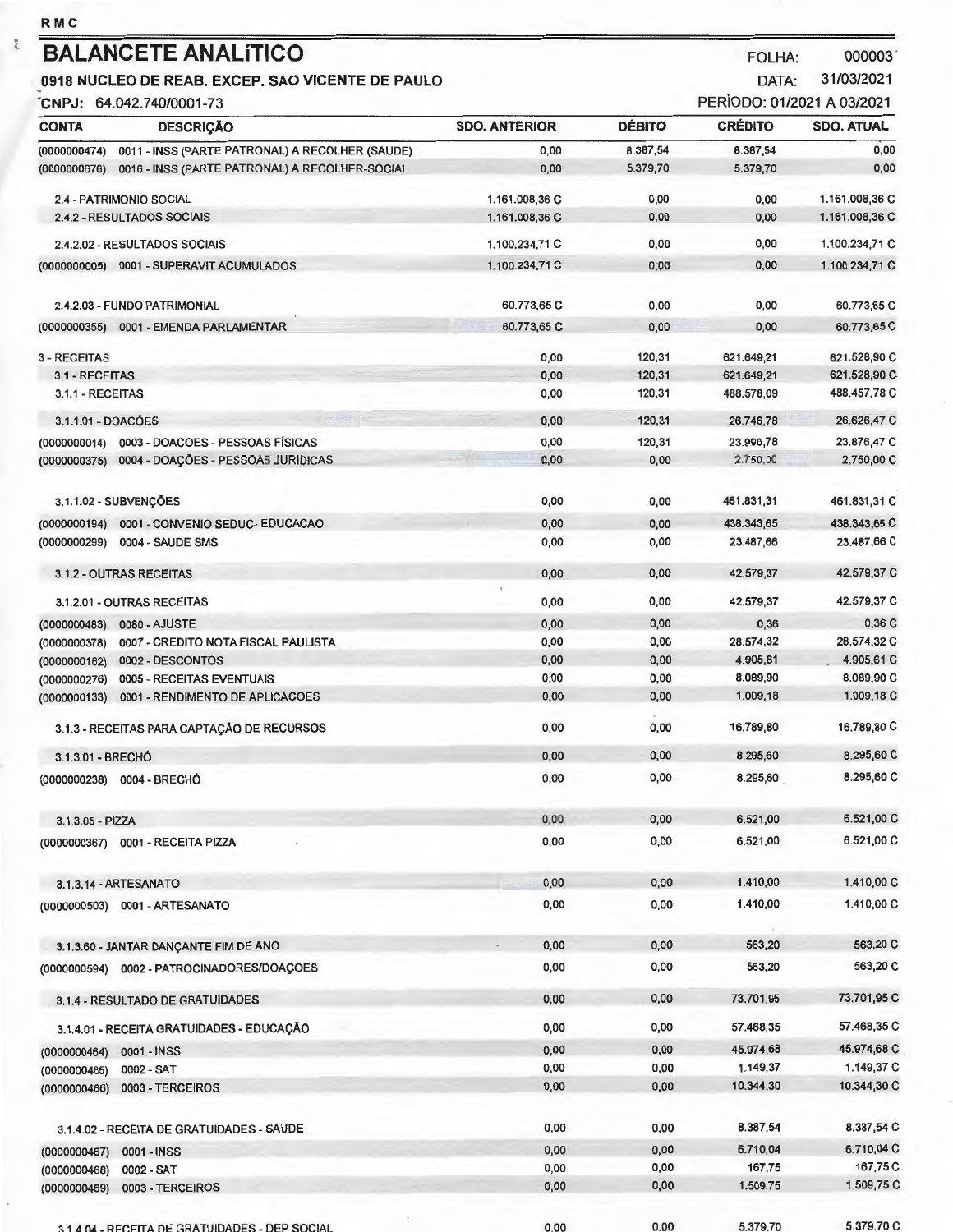# BALANCETE ANALÍTICO

**0918 NUCLEO DE REAB. EXCEP. SAO VICENTE DE PAULO**

CNPJ: 64.042.740/0001-73

FOLHA: 000003

DATA: 31/03/2021

PERÍODO: 01/2021 A 03/2021

| CONTA | DESCRIÇÃO | SDO. ANTERIOR | DÉBITO | CRÉDITO | SDO. ATUAL |
|---|---|---|---|---|---|
| (0000000474) | 0011 - INSS (PARTE PATRONAL) A RECOLHER (SAUDE) | 0,00 | 8.387,54 | 8.387,54 | 0,00 |
| (0000000676) | 0016 - INSS (PARTE PATRONAL) A RECOLHER-SOCIAL | 0,00 | 5.379,70 | 5.379,70 | 0,00 |
| | 2.4 - PATRIMONIO SOCIAL | 1.161.008,36 C | 0,00 | 0,00 | 1.161.008,36 C |
| | 2.4.2 - RESULTADOS SOCIAIS | 1.161.008,36 C | 0,00 | 0,00 | 1.161.008,36 C |
| | 2.4.2.02 - RESULTADOS SOCIAIS | 1.100.234,71 C | 0,00 | 0,00 | 1.100.234,71 C |
| (0000000005) | 0001 - SUPERAVIT ACUMULADOS | 1.100.234,71 C | 0,00 | 0,00 | 1.100.234,71 C |
| | 2.4.2.03 - FUNDO PATRIMONIAL | 60.773,65 C | 0,00 | 0,00 | 60.773,65 C |
| (0000000355) | 0001 - EMENDA PARLAMENTAR | 60.773,65 C | 0,00 | 0,00 | 60.773,65 C |
| | 3 - RECEITAS | 0,00 | 120,31 | 621.649,21 | 621.528,90 C |
| | 3.1 - RECEITAS | 0,00 | 120,31 | 621.649,21 | 621.528,90 C |
| | 3.1.1 - RECEITAS | 0,00 | 120,31 | 488.578,09 | 488.457,78 C |
| | 3.1.1.01 - DOAÇÕES | 0,00 | 120,31 | 26.746,78 | 26.626,47 C |
| (0000000014) | 0003 - DOACOES - PESSOAS FÍSICAS | 0,00 | 120,31 | 23.996,78 | 23.876,47 C |
| (0000000375) | 0004 - DOAÇÕES - PESSOAS JURIDICAS | 0,00 | 0,00 | 2.750,00 | 2.750,00 C |
| | 3.1.1.02 - SUBVENÇÕES | 0,00 | 0,00 | 461.831,31 | 461.831,31 C |
| (0000000194) | 0001 - CONVENIO SEDUC- EDUCACAO | 0,00 | 0,00 | 438.343,65 | 438.343,65 C |
| (0000000299) | 0004 - SAUDE SMS | 0,00 | 0,00 | 23.487,66 | 23.487,66 C |
| | 3.1.2 - OUTRAS RECEITAS | 0,00 | 0,00 | 42.579,37 | 42.579,37 C |
| | 3.1.2.01 - OUTRAS RECEITAS | 0,00 | 0,00 | 42.579,37 | 42.579,37 C |
| (0000000483) | 0080 - AJUSTE | 0,00 | 0,00 | 0,36 | 0,36 C |
| (0000000378) | 0007 - CREDITO NOTA FISCAL PAULISTA | 0,00 | 0,00 | 28.574,32 | 28.574,32 C |
| (0000000162) | 0002 - DESCONTOS | 0,00 | 0,00 | 4.905,61 | 4.905,61 C |
| (0000000276) | 0005 - RECEITAS EVENTUAIS | 0,00 | 0,00 | 8.089,90 | 8.089,90 C |
| (0000000133) | 0001 - RENDIMENTO DE APLICACOES | 0,00 | 0,00 | 1.009,18 | 1.009,18 C |
| | 3.1.3 - RECEITAS PARA CAPTAÇÃO DE RECURSOS | 0,00 | 0,00 | 16.789,80 | 16.789,80 C |
| | 3.1.3.01 - BRECHÓ | 0,00 | 0,00 | 8.295,60 | 8.295,60 C |
| (0000000238) | 0004 - BRECHÓ | 0,00 | 0,00 | 8.295,60 | 8.295,60 C |
| | 3.1.3.05 - PIZZA | 0,00 | 0,00 | 6.521,00 | 6.521,00 C |
| (0000000367) | 0001 - RECEITA PIZZA | 0,00 | 0,00 | 6.521,00 | 6.521,00 C |
| | 3.1.3.14 - ARTESANATO | 0,00 | 0,00 | 1.410,00 | 1.410,00 C |
| (0000000503) | 0001 - ARTESANATO | 0,00 | 0,00 | 1.410,00 | 1.410,00 C |
| | 3.1.3.60 - JANTAR DANÇANTE FIM DE ANO | 0,00 | 0,00 | 563,20 | 563,20 C |
| (0000000594) | 0002 - PATROCINADORES/DOAÇOES | 0,00 | 0,00 | 563,20 | 563,20 C |
| | 3.1.4 - RESULTADO DE GRATUIDADES | 0,00 | 0,00 | 73.701,95 | 73.701,95 C |
| | 3.1.4.01 - RECEITA GRATUIDADES - EDUCAÇÃO | 0,00 | 0,00 | 57.468,35 | 57.468,35 C |
| (0000000464) | 0001 - INSS | 0,00 | 0,00 | 45.974,68 | 45.974,68 C |
| (0000000465) | 0002 - SAT | 0,00 | 0,00 | 1.149,37 | 1.149,37 C |
| (0000000466) | 0003 - TERCEIROS | 0,00 | 0,00 | 10.344,30 | 10.344,30 C |
| | 3.1.4.02 - RECEITA DE GRATUIDADES - SAUDE | 0,00 | 0,00 | 8.387,54 | 8.387,54 C |
| (0000000467) | 0001 - INSS | 0,00 | 0,00 | 6.710,04 | 6.710,04 C |
| (0000000468) | 0002 - SAT | 0,00 | 0,00 | 167,75 | 167,75 C |
| (0000000469) | 0003 - TERCEIROS | 0,00 | 0,00 | 1.509,75 | 1.509,75 C |
| | 3.1.4.04 - RECEITA DE GRATUIDADES - DEP SOCIAL | 0,00 | 0,00 | 5.379,70 | 5.379,70 C |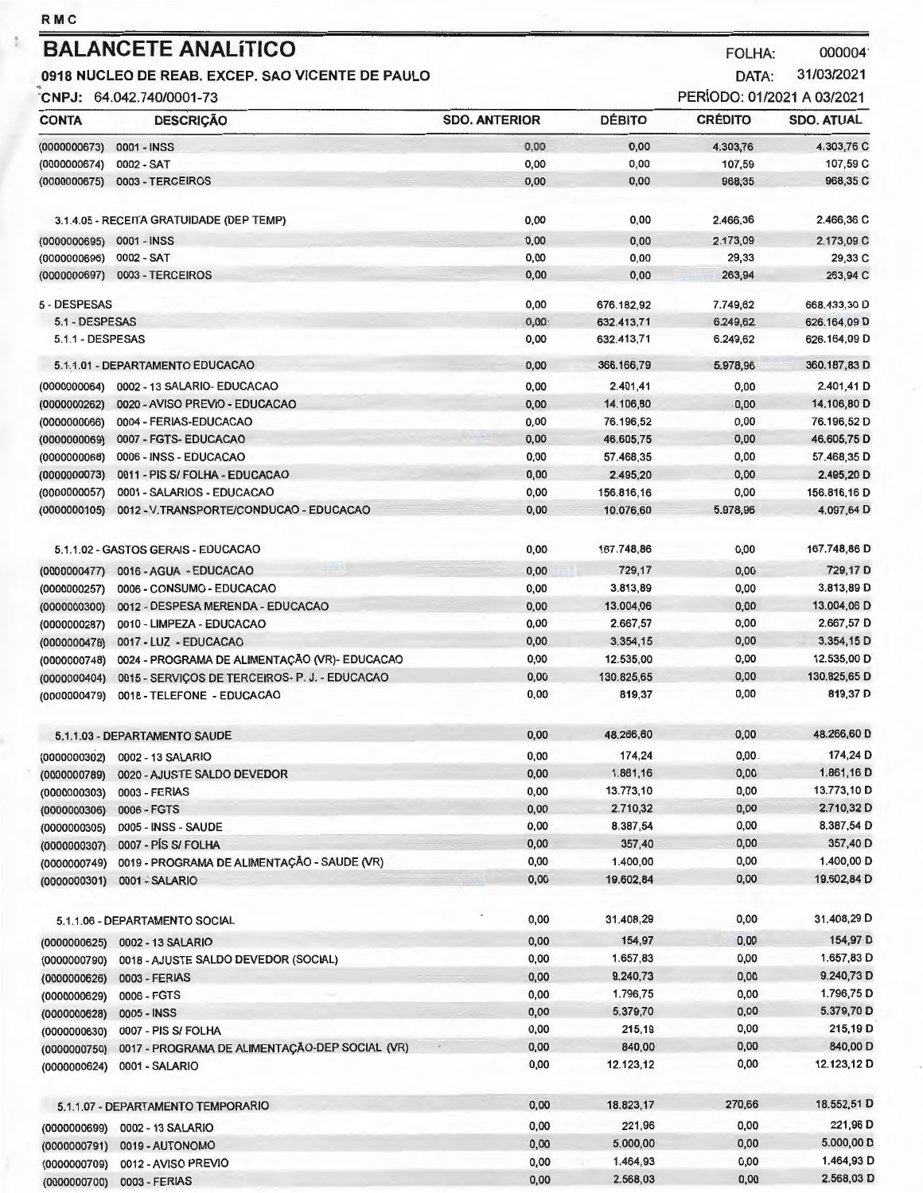# BALANCETE ANALÍTICO

**0918 NUCLEO DE REAB. EXCEP. SAO VICENTE DE PAULO**

CNPJ: 64.042.740/0001-73

FOLHA: 000004

DATA: 31/03/2021

PERÍODO: 01/2021 A 03/2021

| CONTA | DESCRIÇÃO | SDO. ANTERIOR | DÉBITO | CRÉDITO | SDO. ATUAL |
|---|---|---|---|---|---|
| (0000000673) | 0001 - INSS | 0,00 | 0,00 | 4.303,76 | 4.303,76 C |
| (0000000674) | 0002 - SAT | 0,00 | 0,00 | 107,59 | 107,59 C |
| (0000000675) | 0003 - TERCEIROS | 0,00 | 0,00 | 968,35 | 968,35 C |
| | 3.1.4.05 - RECEITA GRATUIDADE (DEP TEMP) | 0,00 | 0,00 | 2.466,36 | 2.466,36 C |
| (0000000695) | 0001 - INSS | 0,00 | 0,00 | 2.173,09 | 2.173,09 C |
| (0000000696) | 0002 - SAT | 0,00 | 0,00 | 29,33 | 29,33 C |
| (0000000697) | 0003 - TERCEIROS | 0,00 | 0,00 | 263,94 | 263,94 C |
| | 5 - DESPESAS | 0,00 | 676.182,92 | 7.749,62 | 668.433,30 D |
| | 5.1 - DESPESAS | 0,00 | 632.413,71 | 6.249,62 | 626.164,09 D |
| | 5.1.1 - DESPESAS | 0,00 | 632.413,71 | 6.249,62 | 626.164,09 D |
| | 5.1.1.01 - DEPARTAMENTO EDUCACAO | 0,00 | 366.166,79 | 5.978,96 | 360.187,83 D |
| (0000000064) | 0002 - 13 SALARIO- EDUCACAO | 0,00 | 2.401,41 | 0,00 | 2.401,41 D |
| (0000000262) | 0020 - AVISO PREVIO - EDUCACAO | 0,00 | 14.106,80 | 0,00 | 14.106,80 D |
| (0000000066) | 0004 - FERIAS-EDUCACAO | 0,00 | 76.196,52 | 0,00 | 76.196,52 D |
| (0000000069) | 0007 - FGTS- EDUCACAO | 0,00 | 46.605,75 | 0,00 | 46.605,75 D |
| (0000000068) | 0006 - INSS - EDUCACAO | 0,00 | 57.468,35 | 0,00 | 57.468,35 D |
| (0000000073) | 0011 - PIS S/ FOLHA - EDUCACAO | 0,00 | 2.495,20 | 0,00 | 2.495,20 D |
| (0000000057) | 0001 - SALARIOS - EDUCACAO | 0,00 | 156.816,16 | 0,00 | 156.816,16 D |
| (0000000105) | 0012 - V.TRANSPORTE/CONDUCAO - EDUCACAO | 0,00 | 10.076,60 | 5.978,96 | 4.097,64 D |
| | 5.1.1.02 - GASTOS GERAIS - EDUCACAO | 0,00 | 167.748,86 | 0,00 | 167.748,86 D |
| (0000000477) | 0016 - AGUA - EDUCACAO | 0,00 | 729,17 | 0,00 | 729,17 D |
| (0000000257) | 0006 - CONSUMO - EDUCACAO | 0,00 | 3.813,89 | 0,00 | 3.813,89 D |
| (0000000300) | 0012 - DESPESA MERENDA - EDUCACAO | 0,00 | 13.004,06 | 0,00 | 13.004,06 D |
| (0000000287) | 0010 - LIMPEZA - EDUCACAO | 0,00 | 2.667,57 | 0,00 | 2.667,57 D |
| (0000000478) | 0017 - LUZ - EDUCACAO | 0,00 | 3.354,15 | 0,00 | 3.354,15 D |
| (0000000748) | 0024 - PROGRAMA DE ALIMENTAÇÃO (VR)- EDUCACAO | 0,00 | 12.535,00 | 0,00 | 12.535,00 D |
| (0000000404) | 0015 - SERVIÇOS DE TERCEIROS- P. J. - EDUCACAO | 0,00 | 130.825,65 | 0,00 | 130.825,65 D |
| (0000000479) | 0018 - TELEFONE - EDUCACAO | 0,00 | 819,37 | 0,00 | 819,37 D |
| | 5.1.1.03 - DEPARTAMENTO SAUDE | 0,00 | 48.266,60 | 0,00 | 48.266,60 D |
| (0000000302) | 0002 - 13 SALARIO | 0,00 | 174,24 | 0,00 | 174,24 D |
| (0000000789) | 0020 - AJUSTE SALDO DEVEDOR | 0,00 | 1.861,16 | 0,00 | 1.861,16 D |
| (0000000303) | 0003 - FERIAS | 0,00 | 13.773,10 | 0,00 | 13.773,10 D |
| (0000000306) | 0006 - FGTS | 0,00 | 2.710,32 | 0,00 | 2.710,32 D |
| (0000000305) | 0005 - INSS - SAUDE | 0,00 | 8.387,54 | 0,00 | 8.387,54 D |
| (0000000307) | 0007 - PÍS S/ FOLHA | 0,00 | 357,40 | 0,00 | 357,40 D |
| (0000000749) | 0019 - PROGRAMA DE ALIMENTAÇÃO - SAUDE (VR) | 0,00 | 1.400,00 | 0,00 | 1.400,00 D |
| (0000000301) | 0001 - SALARIO | 0,00 | 19.602,84 | 0,00 | 19.602,84 D |
| | 5.1.1.06 - DEPARTAMENTO SOCIAL | 0,00 | 31.408,29 | 0,00 | 31.408,29 D |
| (0000000625) | 0002 - 13 SALARIO | 0,00 | 154,97 | 0,00 | 154,97 D |
| (0000000790) | 0018 - AJUSTE SALDO DEVEDOR (SOCIAL) | 0,00 | 1.657,83 | 0,00 | 1.657,83 D |
| (0000000626) | 0003 - FERIAS | 0,00 | 9.240,73 | 0,00 | 9.240,73 D |
| (0000000629) | 0006 - FGTS | 0,00 | 1.796,75 | 0,00 | 1.796,75 D |
| (0000000628) | 0005 - INSS | 0,00 | 5.379,70 | 0,00 | 5.379,70 D |
| (0000000630) | 0007 - PIS S/ FOLHA | 0,00 | 215,19 | 0,00 | 215,19 D |
| (0000000750) | 0017 - PROGRAMA DE ALIMENTAÇÃO-DEP SOCIAL (VR) | 0,00 | 840,00 | 0,00 | 840,00 D |
| (0000000624) | 0001 - SALARIO | 0,00 | 12.123,12 | 0,00 | 12.123,12 D |
| | 5.1.1.07 - DEPARTAMENTO TEMPORARIO | 0,00 | 18.823,17 | 270,66 | 18.552,51 D |
| (0000000699) | 0002 - 13 SALARIO | 0,00 | 221,96 | 0,00 | 221,96 D |
| (0000000791) | 0019 - AUTONOMO | 0,00 | 5.000,00 | 0,00 | 5.000,00 D |
| (0000000709) | 0012 - AVISO PREVIO | 0,00 | 1.464,93 | 0,00 | 1.464,93 D |
| (0000000700) | 0003 - FERIAS | 0,00 | 2.568,03 | 0,00 | 2.568,03 D |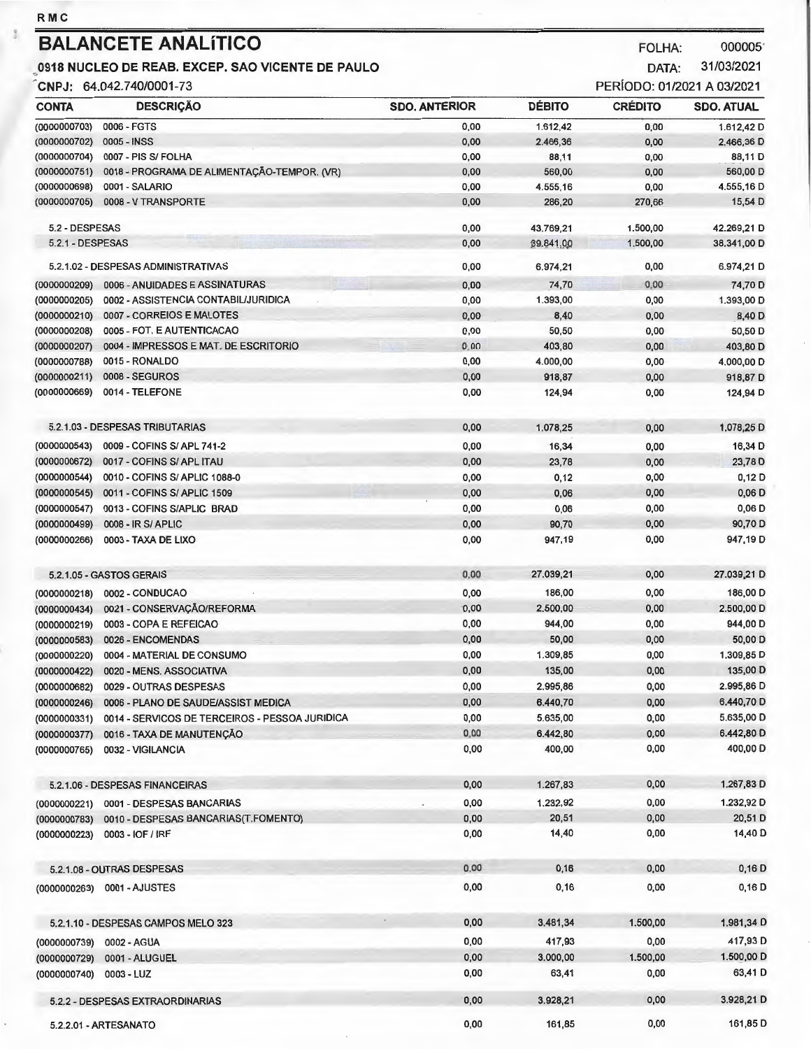# BALANCETE ANALÍTICO

**0918 NUCLEO DE REAB. EXCEP. SAO VICENTE DE PAULO**

**CNPJ: 64.042.740/0001-73**

FOLHA: 000005

DATA: 31/03/2021

PERÍODO: 01/2021 A 03/2021

| CONTA | DESCRIÇÃO | SDO. ANTERIOR | DÉBITO | CRÉDITO | SDO. ATUAL |
|---|---|---|---|---|---|
| (0000000703) | 0006 - FGTS | 0,00 | 1.612,42 | 0,00 | 1.612,42 D |
| (0000000702) | 0005 - INSS | 0,00 | 2.466,36 | 0,00 | 2.466,36 D |
| (0000000704) | 0007 - PIS S/ FOLHA | 0,00 | 88,11 | 0,00 | 88,11 D |
| (0000000751) | 0018 - PROGRAMA DE ALIMENTAÇÃO-TEMPOR. (VR) | 0,00 | 560,00 | 0,00 | 560,00 D |
| (0000000698) | 0001 - SALARIO | 0,00 | 4.555,16 | 0,00 | 4.555,16 D |
| (0000000705) | 0008 - V TRANSPORTE | 0,00 | 286,20 | 270,66 | 15,54 D |
| 5.2 - DESPESAS | | 0,00 | 43.769,21 | 1.500,00 | 42.269,21 D |
| 5.2.1 - DESPESAS | | 0,00 | 39.841,00 | 1.500,00 | 38.341,00 D |
| 5.2.1.02 - DESPESAS ADMINISTRATIVAS | | 0,00 | 6.974,21 | 0,00 | 6.974,21 D |
| (0000000209) | 0006 - ANUIDADES E ASSINATURAS | 0,00 | 74,70 | 0,00 | 74,70 D |
| (0000000205) | 0002 - ASSISTENCIA CONTABIL/JURIDICA | 0,00 | 1.393,00 | 0,00 | 1.393,00 D |
| (0000000210) | 0007 - CORREIOS E MALOTES | 0,00 | 8,40 | 0,00 | 8,40 D |
| (0000000208) | 0005 - FOT. E AUTENTICACAO | 0,00 | 50,50 | 0,00 | 50,50 D |
| (0000000207) | 0004 - IMPRESSOS E MAT. DE ESCRITORIO | 0,00 | 403,80 | 0,00 | 403,80 D |
| (0000000788) | 0015 - RONALDO | 0,00 | 4.000,00 | 0,00 | 4.000,00 D |
| (0000000211) | 0008 - SEGUROS | 0,00 | 918,87 | 0,00 | 918,87 D |
| (0000000669) | 0014 - TELEFONE | 0,00 | 124,94 | 0,00 | 124,94 D |
| 5.2.1.03 - DESPESAS TRIBUTARIAS | | 0,00 | 1.078,25 | 0,00 | 1.078,25 D |
| (0000000543) | 0009 - COFINS S/ APL 741-2 | 0,00 | 16,34 | 0,00 | 16,34 D |
| (0000000672) | 0017 - COFINS S/ APL ITAU | 0,00 | 23,78 | 0,00 | 23,78 D |
| (0000000544) | 0010 - COFINS S/ APLIC 1088-0 | 0,00 | 0,12 | 0,00 | 0,12 D |
| (0000000545) | 0011 - COFINS S/ APLIC 1509 | 0,00 | 0,06 | 0,00 | 0,06 D |
| (0000000547) | 0013 - COFINS S/APLIC BRAD | 0,00 | 0,06 | 0,00 | 0,06 D |
| (0000000499) | 0008 - IR S/ APLIC | 0,00 | 90,70 | 0,00 | 90,70 D |
| (0000000266) | 0003 - TAXA DE LIXO | 0,00 | 947,19 | 0,00 | 947,19 D |
| 5.2.1.05 - GASTOS GERAIS | | 0,00 | 27.039,21 | 0,00 | 27.039,21 D |
| (0000000218) | 0002 - CONDUCAO | 0,00 | 186,00 | 0,00 | 186,00 D |
| (0000000434) | 0021 - CONSERVAÇÃO/REFORMA | 0,00 | 2.500,00 | 0,00 | 2.500,00 D |
| (0000000219) | 0003 - COPA E REFEICAO | 0,00 | 944,00 | 0,00 | 944,00 D |
| (0000000583) | 0026 - ENCOMENDAS | 0,00 | 50,00 | 0,00 | 50,00 D |
| (0000000220) | 0004 - MATERIAL DE CONSUMO | 0,00 | 1.309,85 | 0,00 | 1.309,85 D |
| (0000000422) | 0020 - MENS. ASSOCIATIVA | 0,00 | 135,00 | 0,00 | 135,00 D |
| (0000000682) | 0029 - OUTRAS DESPESAS | 0,00 | 2.995,86 | 0,00 | 2.995,86 D |
| (0000000246) | 0006 - PLANO DE SAUDE/ASSIST MEDICA | 0,00 | 6.440,70 | 0,00 | 6.440,70 D |
| (0000000331) | 0014 - SERVICOS DE TERCEIROS - PESSOA JURIDICA | 0,00 | 5.635,00 | 0,00 | 5.635,00 D |
| (0000000377) | 0016 - TAXA DE MANUTENÇÃO | 0,00 | 6.442,80 | 0,00 | 6.442,80 D |
| (0000000765) | 0032 - VIGILANCIA | 0,00 | 400,00 | 0,00 | 400,00 D |
| 5.2.1.06 - DESPESAS FINANCEIRAS | | 0,00 | 1.267,83 | 0,00 | 1.267,83 D |
| (0000000221) | 0001 - DESPESAS BANCARIAS | 0,00 | 1.232,92 | 0,00 | 1.232,92 D |
| (0000000783) | 0010 - DESPESAS BANCARIAS(T.FOMENTO) | 0,00 | 20,51 | 0,00 | 20,51 D |
| (0000000223) | 0003 - IOF / IRF | 0,00 | 14,40 | 0,00 | 14,40 D |
| 5.2.1.08 - OUTRAS DESPESAS | | 0,00 | 0,16 | 0,00 | 0,16 D |
| (0000000263) | 0001 - AJUSTES | 0,00 | 0,16 | 0,00 | 0,16 D |
| 5.2.1.10 - DESPESAS CAMPOS MELO 323 | | 0,00 | 3.481,34 | 1.500,00 | 1.981,34 D |
| (0000000739) | 0002 - AGUA | 0,00 | 417,93 | 0,00 | 417,93 D |
| (0000000729) | 0001 - ALUGUEL | 0,00 | 3.000,00 | 1.500,00 | 1.500,00 D |
| (0000000740) | 0003 - LUZ | 0,00 | 63,41 | 0,00 | 63,41 D |
| 5.2.2 - DESPESAS EXTRAORDINARIAS | | 0,00 | 3.928,21 | 0,00 | 3.928,21 D |
| 5.2.2.01 - ARTESANATO | | 0,00 | 161,85 | 0,00 | 161,85 D |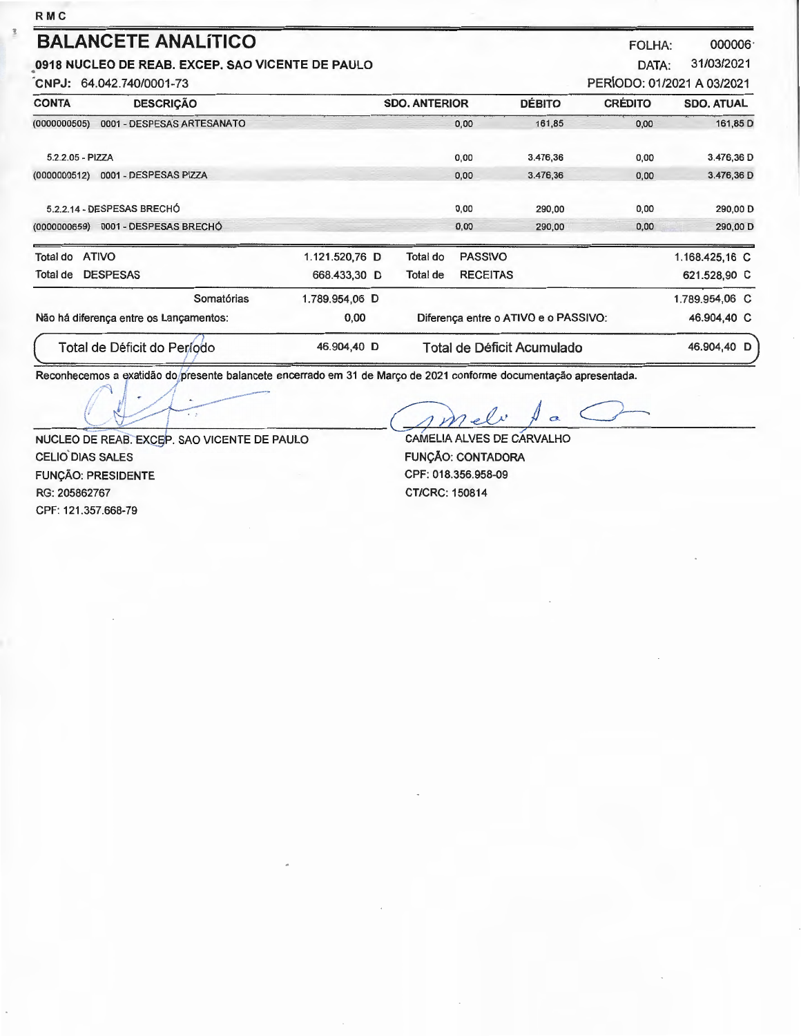# BALANCETE ANALÍTICO

FOLHA: 000006

**0918 NUCLEO DE REAB. EXCEP. SAO VICENTE DE PAULO** DATA: 31/03/2021

CNPJ: 64.042.740/0001-73 PERÍODO: 01/2021 A 03/2021

| CONTA | DESCRIÇÃO | SDO. ANTERIOR | DÉBITO | CRÉDITO | SDO. ATUAL |
|---|---|---|---|---|---|
| (0000000505) | 0001 - DESPESAS ARTESANATO | 0,00 | 161,85 | 0,00 | 161,85 D |
| 5.2.2.05 - PIZZA | | 0,00 | 3.476,36 | 0,00 | 3.476,36 D |
| (0000000512) | 0001 - DESPESAS PIZZA | 0,00 | 3.476,36 | 0,00 | 3.476,36 D |
| 5.2.2.14 - DESPESAS BRECHÓ | | 0,00 | 290,00 | 0,00 | 290,00 D |
| (0000000659) | 0001 - DESPESAS BRECHÓ | 0,00 | 290,00 | 0,00 | 290,00 D |

| | | | |
|---|---|---|---|
| Total do ATIVO | 1.121.520,76 D | Total do PASSIVO | 1.168.425,16 C |
| Total de DESPESAS | 668.433,30 D | Total de RECEITAS | 621.528,90 C |
| Somatórias | 1.789.954,06 D | | 1.789.954,06 C |
| Não há diferença entre os Lançamentos: | 0,00 | Diferença entre o ATIVO e o PASSIVO: | 46.904,40 C |
| Total de Déficit do Período | 46.904,40 D | Total de Déficit Acumulado | 46.904,40 D |

Reconhecemos a exatidão do presente balancete encerrado em 31 de Março de 2021 conforme documentação apresentada.

NUCLEO DE REAB. EXCEP. SAO VICENTE DE PAULO
CELIO DIAS SALES
FUNÇÃO: PRESIDENTE
RG: 205862767
CPF: 121.357.668-79

CAMELIA ALVES DE CARVALHO
FUNÇÃO: CONTADORA
CPF: 018.356.958-09
CT/CRC: 150814